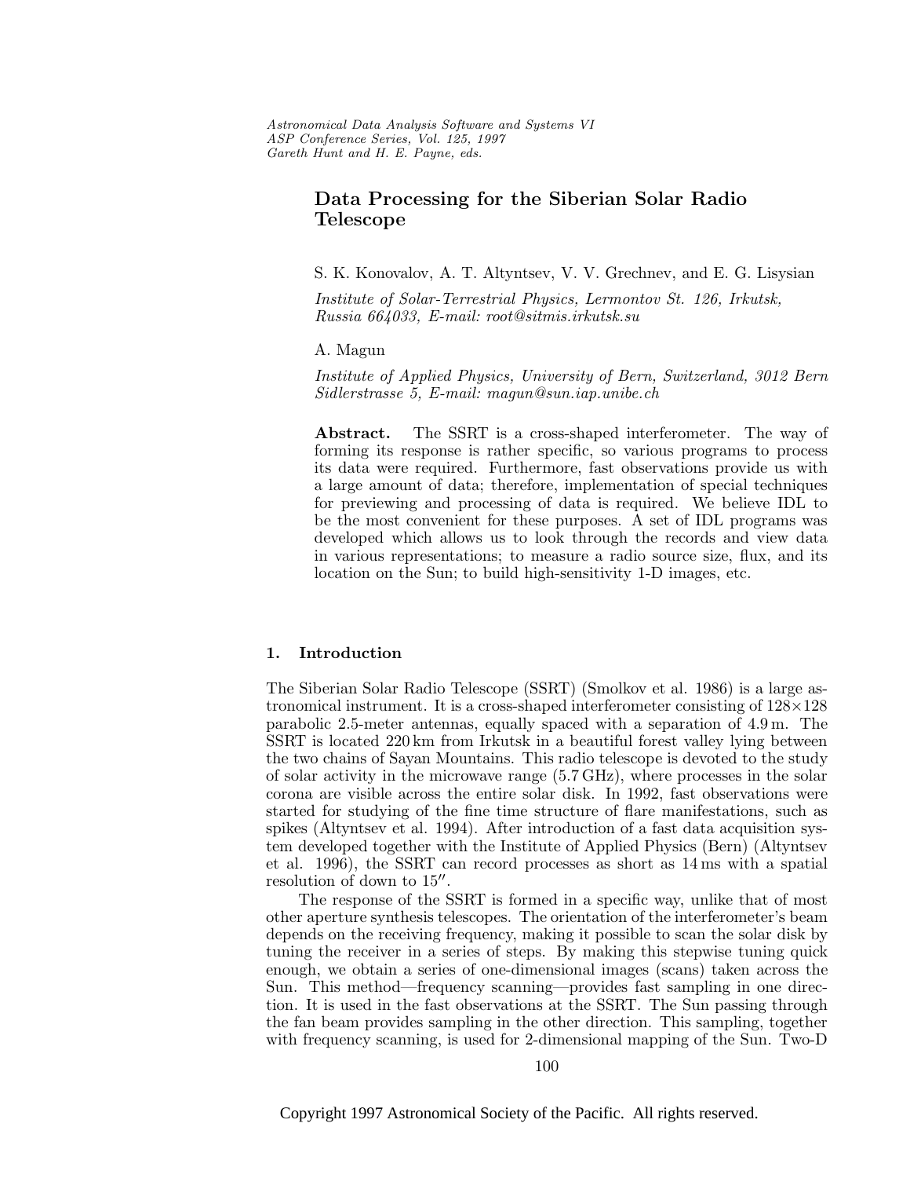# Data Processing for the Siberian Solar Radio Telescope

S. K. Konovalov, A. T. Altyntsev, V. V. Grechnev, and E. G. Lisysian

*Institute of Solar-Terrestrial Physics, Lermontov St. 126, Irkutsk, Russia 664033, E-mail: root@sitmis.irkutsk.su*

A. Magun

*Institute of Applied Physics, University of Bern, Switzerland, 3012 Bern Sidlerstrasse 5, E-mail: magun@sun.iap.unibe.ch*

**Abstract.** The SSRT is a cross-shaped interferometer. The way of forming its response is rather specific, so various programs to process its data were required. Furthermore, fast observations provide us with a large amount of data; therefore, implementation of special techniques for previewing and processing of data is required. We believe IDL to be the most convenient for these purposes. A set of IDL programs was developed which allows us to look through the records and view data in various representations; to measure a radio source size, flux, and its location on the Sun; to build high-sensitivity 1-D images, etc.

## 1. Introduction

The Siberian Solar Radio Telescope (SSRT) (Smolkov et al. 1986) is a large astronomical instrument. It is a cross-shaped interferometer consisting of $128 \times 128$ parabolic 2.5-meter antennas, equally spaced with a separation of 4.9 m. The SSRT is located 220 km from Irkutsk in a beautiful forest valley lying between the two chains of Sayan Mountains. This radio telescope is devoted to the study of solar activity in the microwave range (5.7 GHz), where processes in the solar corona are visible across the entire solar disk. In 1992, fast observations were started for studying of the fine time structure of flare manifestations, such as spikes (Altyntsev et al. 1994). After introduction of a fast data acquisition system developed together with the Institute of Applied Physics (Bern) (Altyntsev et al. 1996), the SSRT can record processes as short as 14 ms with a spatial resolution of down to $15''$.

The response of the SSRT is formed in a specific way, unlike that of most other aperture synthesis telescopes. The orientation of the interferometer's beam depends on the receiving frequency, making it possible to scan the solar disk by tuning the receiver in a series of steps. By making this stepwise tuning quick enough, we obtain a series of one-dimensional images (scans) taken across the Sun. This method—frequency scanning—provides fast sampling in one direction. It is used in the fast observations at the SSRT. The Sun passing through the fan beam provides sampling in the other direction. This sampling, together with frequency scanning, is used for 2-dimensional mapping of the Sun. Two-D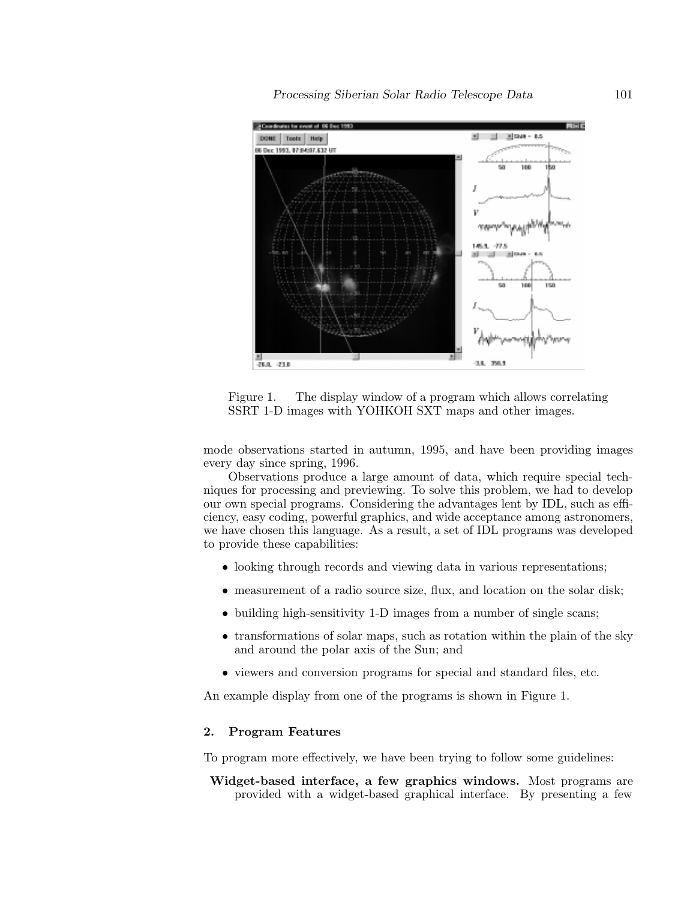Figure 1. The display window of a program which allows correlating SSRT 1-D images with YOHKOH SXT maps and other images.

mode observations started in autumn, 1995, and have been providing images every day since spring, 1996.

Observations produce a large amount of data, which require special techniques for processing and previewing. To solve this problem, we had to develop our own special programs. Considering the advantages lent by IDL, such as efficiency, easy coding, powerful graphics, and wide acceptance among astronomers, we have chosen this language. As a result, a set of IDL programs was developed to provide these capabilities:

- looking through records and viewing data in various representations;
- measurement of a radio source size, flux, and location on the solar disk;
- building high-sensitivity 1-D images from a number of single scans;
- transformations of solar maps, such as rotation within the plain of the sky and around the polar axis of the Sun; and
- viewers and conversion programs for special and standard files, etc.

An example display from one of the programs is shown in Figure 1.

## 2. Program Features

To program more effectively, we have been trying to follow some guidelines:

**Widget-based interface, a few graphics windows.** Most programs are provided with a widget-based graphical interface. By presenting a few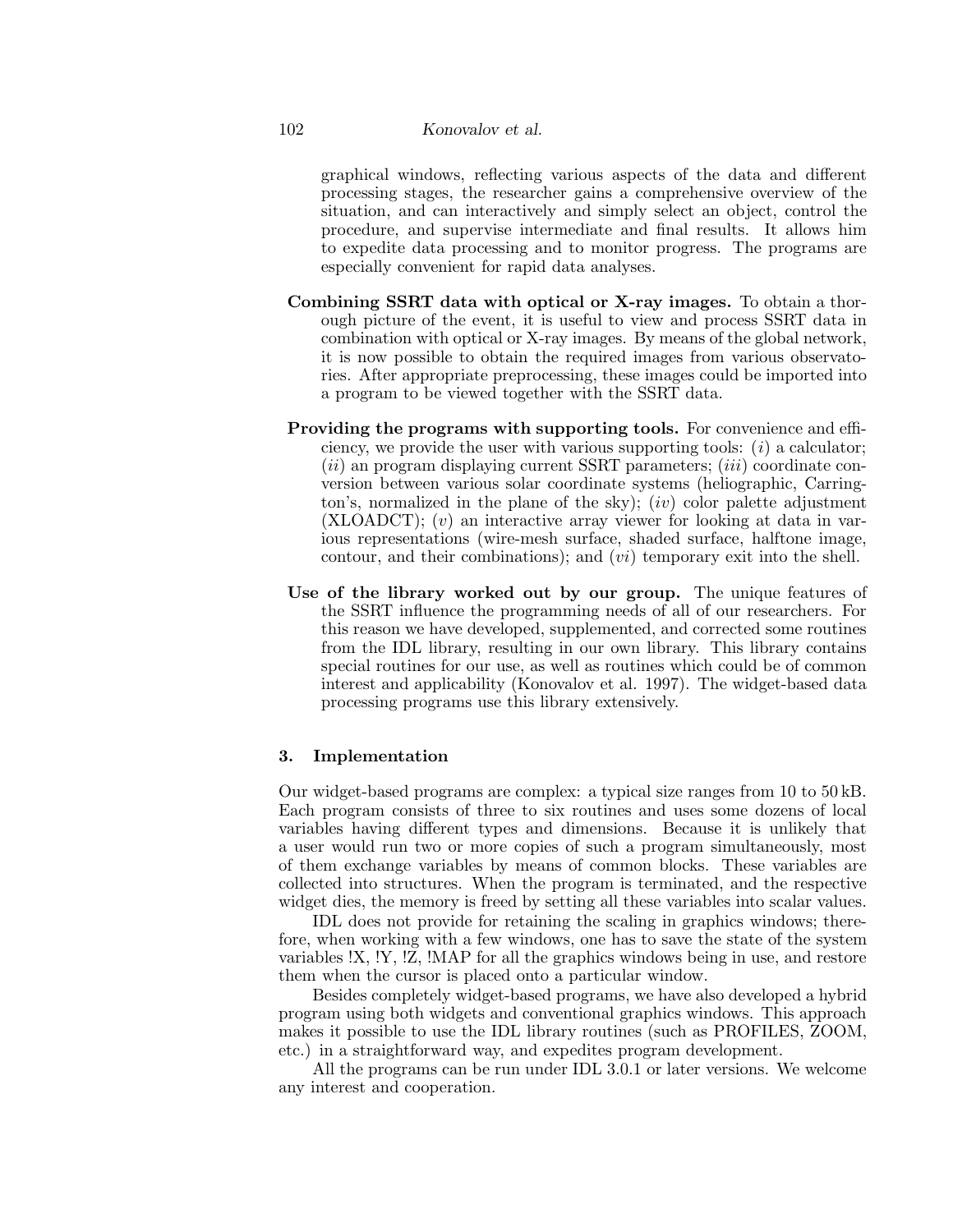graphical windows, reflecting various aspects of the data and different processing stages, the researcher gains a comprehensive overview of the situation, and can interactively and simply select an object, control the procedure, and supervise intermediate and final results. It allows him to expedite data processing and to monitor progress. The programs are especially convenient for rapid data analyses.

**Combining SSRT data with optical or X-ray images.** To obtain a thorough picture of the event, it is useful to view and process SSRT data in combination with optical or X-ray images. By means of the global network, it is now possible to obtain the required images from various observatories. After appropriate preprocessing, these images could be imported into a program to be viewed together with the SSRT data.

**Providing the programs with supporting tools.** For convenience and efficiency, we provide the user with various supporting tools: (*i*) a calculator; (*ii*) an program displaying current SSRT parameters; (*iii*) coordinate conversion between various solar coordinate systems (heliographic, Carrington's, normalized in the plane of the sky); (*iv*) color palette adjustment (XLOADCT); (*v*) an interactive array viewer for looking at data in various representations (wire-mesh surface, shaded surface, halftone image, contour, and their combinations); and (*vi*) temporary exit into the shell.

**Use of the library worked out by our group.** The unique features of the SSRT influence the programming needs of all of our researchers. For this reason we have developed, supplemented, and corrected some routines from the IDL library, resulting in our own library. This library contains special routines for our use, as well as routines which could be of common interest and applicability (Konovalov et al. 1997). The widget-based data processing programs use this library extensively.

## 3. Implementation

Our widget-based programs are complex: a typical size ranges from 10 to 50 kB. Each program consists of three to six routines and uses some dozens of local variables having different types and dimensions. Because it is unlikely that a user would run two or more copies of such a program simultaneously, most of them exchange variables by means of common blocks. These variables are collected into structures. When the program is terminated, and the respective widget dies, the memory is freed by setting all these variables into scalar values.

IDL does not provide for retaining the scaling in graphics windows; therefore, when working with a few windows, one has to save the state of the system variables !X, !Y, !Z, !MAP for all the graphics windows being in use, and restore them when the cursor is placed onto a particular window.

Besides completely widget-based programs, we have also developed a hybrid program using both widgets and conventional graphics windows. This approach makes it possible to use the IDL library routines (such as PROFILES, ZOOM, etc.) in a straightforward way, and expedites program development.

All the programs can be run under IDL 3.0.1 or later versions. We welcome any interest and cooperation.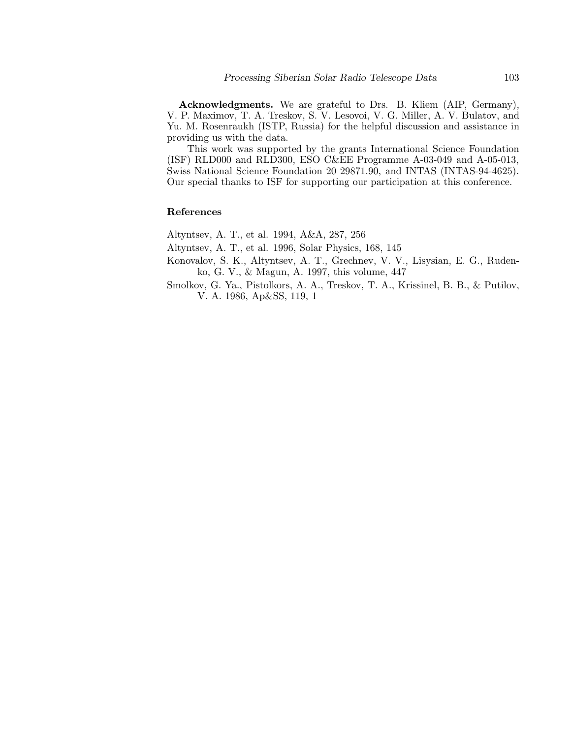**Acknowledgments.** We are grateful to Drs. B. Kliem (AIP, Germany), V. P. Maximov, T. A. Treskov, S. V. Lesovoi, V. G. Miller, A. V. Bulatov, and Yu. M. Rosenraukh (ISTP, Russia) for the helpful discussion and assistance in providing us with the data.

This work was supported by the grants International Science Foundation (ISF) RLD000 and RLD300, ESO C&EE Programme A-03-049 and A-05-013, Swiss National Science Foundation 20 29871.90, and INTAS (INTAS-94-4625). Our special thanks to ISF for supporting our participation at this conference.

## References

Altyntsev, A. T., et al. 1994, A&A, 287, 256

Altyntsev, A. T., et al. 1996, Solar Physics, 168, 145

Konovalov, S. K., Altyntsev, A. T., Grechnev, V. V., Lisysian, E. G., Rudenko, G. V., & Magun, A. 1997, this volume, 447

Smolkov, G. Ya., Pistolkors, A. A., Treskov, T. A., Krissinel, B. B., & Putilov, V. A. 1986, Ap&SS, 119, 1